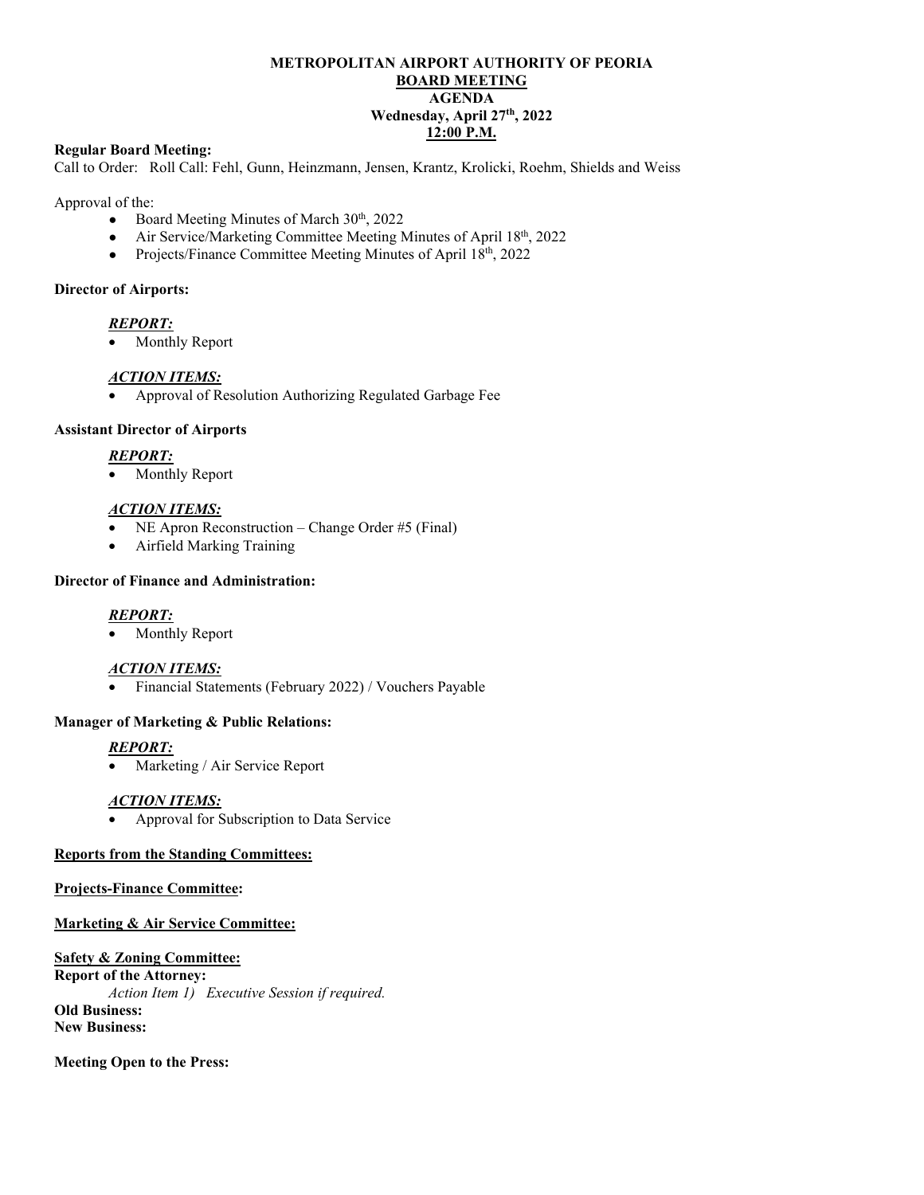**METROPOLITAN AIRPORT AUTHORITY OF PEORIA**
**BOARD MEETING**
**AGENDA**
**Wednesday, April 27th, 2022**
**12:00 P.M.**

**Regular Board Meeting:**
Call to Order: Roll Call: Fehl, Gunn, Heinzmann, Jensen, Krantz, Krolicki, Roehm, Shields and Weiss

Approval of the:

- Board Meeting Minutes of March 30th, 2022
- Air Service/Marketing Committee Meeting Minutes of April 18th, 2022
- Projects/Finance Committee Meeting Minutes of April 18th, 2022

**Director of Airports:**

***REPORT:***

- Monthly Report

***ACTION ITEMS:***

- Approval of Resolution Authorizing Regulated Garbage Fee

**Assistant Director of Airports**

***REPORT:***

- Monthly Report

***ACTION ITEMS:***

- NE Apron Reconstruction – Change Order #5 (Final)
- Airfield Marking Training

**Director of Finance and Administration:**

***REPORT:***

- Monthly Report

***ACTION ITEMS:***

- Financial Statements (February 2022) / Vouchers Payable

**Manager of Marketing & Public Relations:**

***REPORT:***

- Marketing / Air Service Report

***ACTION ITEMS:***

- Approval for Subscription to Data Service

**Reports from the Standing Committees:**

**Projects-Finance Committee:**

**Marketing & Air Service Committee:**

**Safety & Zoning Committee:**
**Report of the Attorney:**
*Action Item 1) Executive Session if required.*
**Old Business:**
**New Business:**

**Meeting Open to the Press:**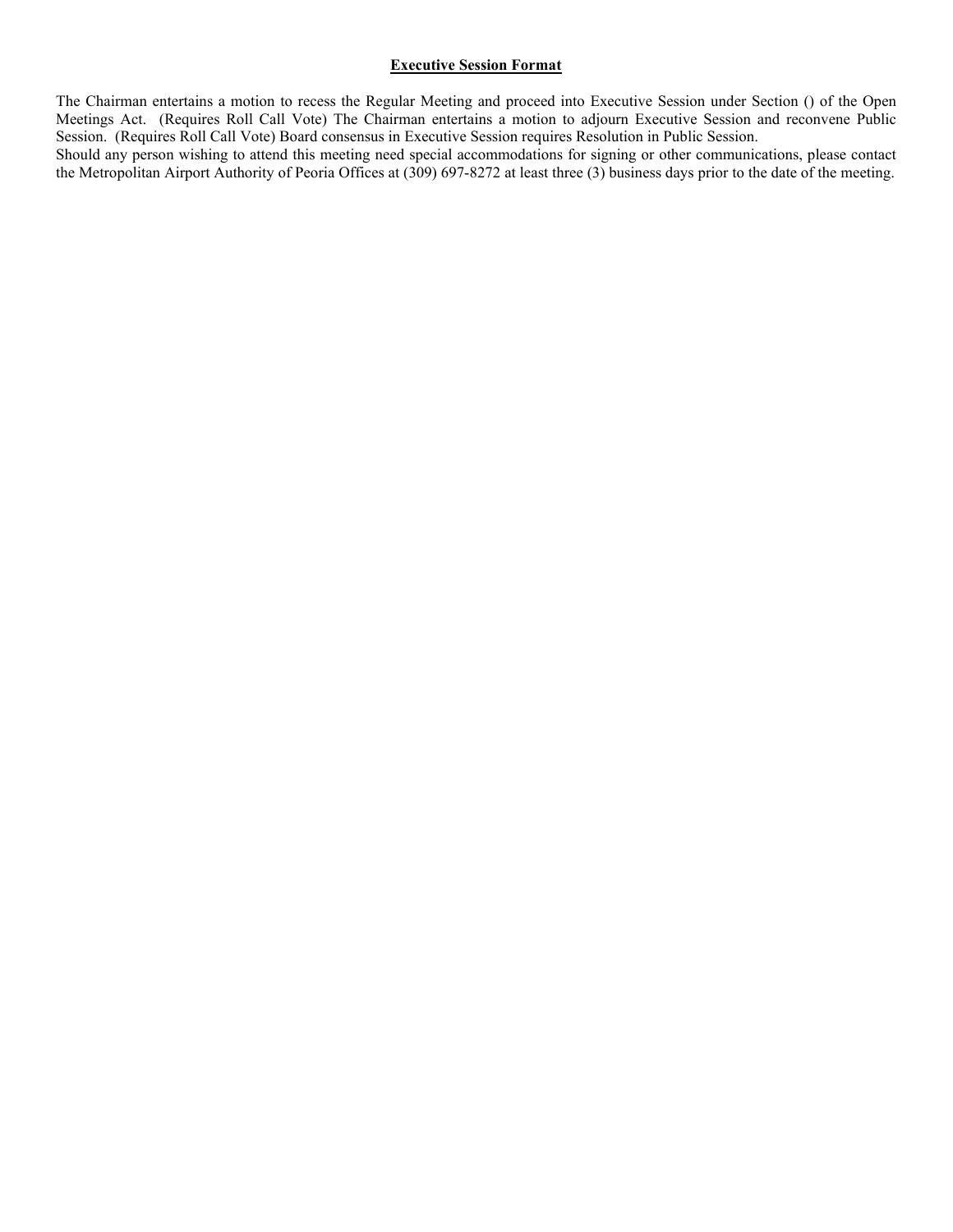**Executive Session Format**

The Chairman entertains a motion to recess the Regular Meeting and proceed into Executive Session under Section () of the Open Meetings Act. (Requires Roll Call Vote) The Chairman entertains a motion to adjourn Executive Session and reconvene Public Session. (Requires Roll Call Vote) Board consensus in Executive Session requires Resolution in Public Session.

Should any person wishing to attend this meeting need special accommodations for signing or other communications, please contact the Metropolitan Airport Authority of Peoria Offices at (309) 697-8272 at least three (3) business days prior to the date of the meeting.